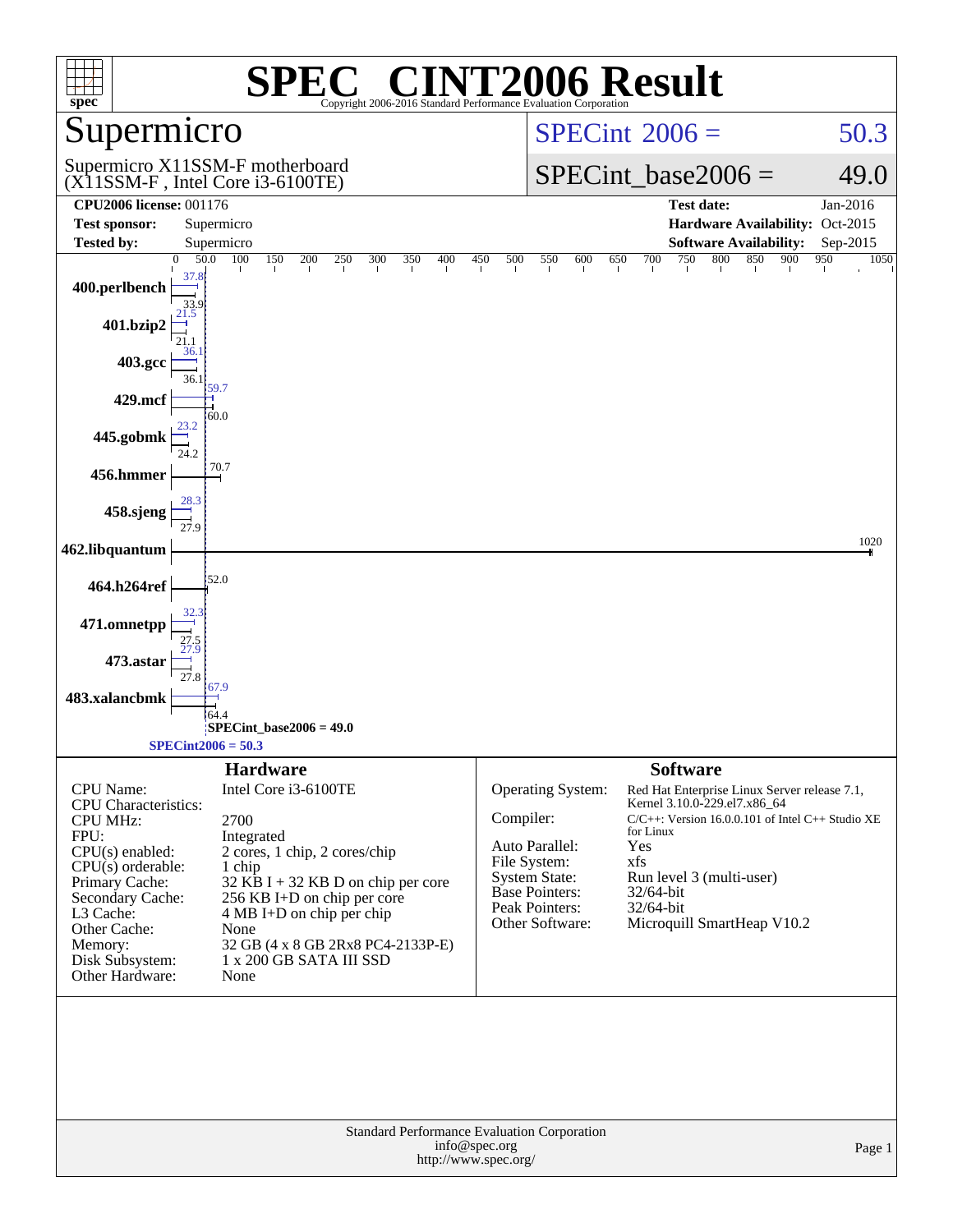# SPEC CINT2006 Result

Copyright 2006-2016 Standard Performance Evaluation Corporation

## Supermicro

Supermicro X11SSM-F motherboard (X11SSM-F , Intel Core i3-6100TE)

SPECint 2006 = 50.3

SPECint_base2006 = 49.0

| | | | |
|---|---|---|---|
| **CPU2006 license:** 001176 | | **Test date:** | Jan-2016 |
| **Test sponsor:** | Supermicro | **Hardware Availability:** | Oct-2015 |
| **Tested by:** | Supermicro | **Software Availability:** | Sep-2015 |

| Benchmark | Peak | Base |
|---|---|---|
| 400.perlbench | 37.8 | 33.9 |
| 401.bzip2 | 21.5 | 21.1 |
| 403.gcc | 36.1 | 36.1 |
| 429.mcf | 59.7 | 60.0 |
| 445.gobmk | 23.2 | 24.2 |
| 456.hmmer | | 70.7 |
| 458.sjeng | 28.3 | 27.9 |
| 462.libquantum | | 1020 |
| 464.h264ref | | 52.0 |
| 471.omnetpp | 32.3 | 27.5 |
| 473.astar | 27.9 | 27.8 |
| 483.xalancbmk | 67.9 | 64.4 |

SPECint_base2006 = 49.0

SPECint2006 = 50.3

### Hardware

| | |
|---|---|
| CPU Name: | Intel Core i3-6100TE |
| CPU Characteristics: | |
| CPU MHz: | 2700 |
| FPU: | Integrated |
| CPU(s) enabled: | 2 cores, 1 chip, 2 cores/chip |
| CPU(s) orderable: | 1 chip |
| Primary Cache: | 32 KB I + 32 KB D on chip per core |
| Secondary Cache: | 256 KB I+D on chip per core |
| L3 Cache: | 4 MB I+D on chip per chip |
| Other Cache: | None |
| Memory: | 32 GB (4 x 8 GB 2Rx8 PC4-2133P-E) |
| Disk Subsystem: | 1 x 200 GB SATA III SSD |
| Other Hardware: | None |

### Software

| | |
|---|---|
| Operating System: | Red Hat Enterprise Linux Server release 7.1, Kernel 3.10.0-229.el7.x86_64 |
| Compiler: | C/C++: Version 16.0.0.101 of Intel C++ Studio XE for Linux |
| Auto Parallel: | Yes |
| File System: | xfs |
| System State: | Run level 3 (multi-user) |
| Base Pointers: | 32/64-bit |
| Peak Pointers: | 32/64-bit |
| Other Software: | Microquill SmartHeap V10.2 |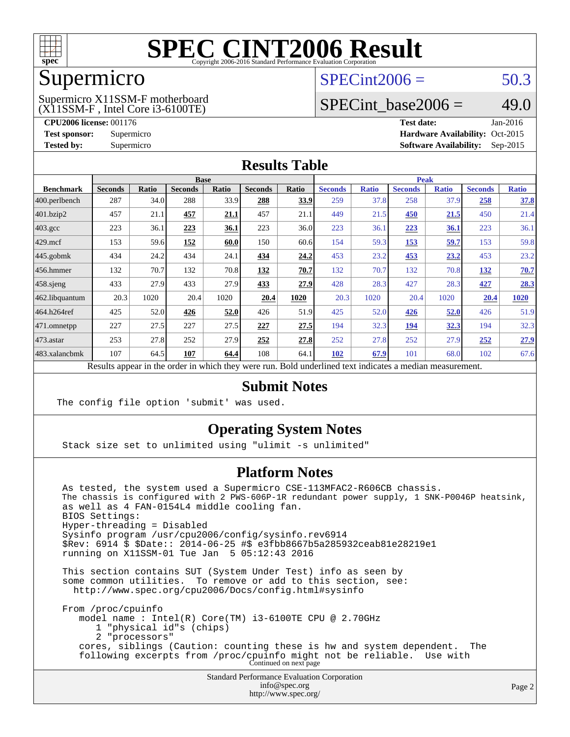# SPEC CINT2006 Result

Copyright 2006-2016 Standard Performance Evaluation Corporation

## Supermicro

Supermicro X11SSM-F motherboard (X11SSM-F , Intel Core i3-6100TE)

SPECint2006 = 50.3

SPECint_base2006 = 49.0

| | | | |
|---|---|---|---|
| **CPU2006 license:** 001176 | | **Test date:** | Jan-2016 |
| **Test sponsor:** | Supermicro | **Hardware Availability:** | Oct-2015 |
| **Tested by:** | Supermicro | **Software Availability:** | Sep-2015 |

## Results Table

| Benchmark | Base | | | | | | Peak | | | | | |
|---|---|---|---|---|---|---|---|---|---|---|---|---|
| | Seconds | Ratio | Seconds | Ratio | Seconds | Ratio | Seconds | Ratio | Seconds | Ratio | Seconds | Ratio |
| 400.perlbench | 287 | 34.0 | 288 | 33.9 | **288** | **33.9** | 259 | 37.8 | 258 | 37.9 | **258** | **37.8** |
| 401.bzip2 | 457 | 21.1 | **457** | **21.1** | 457 | 21.1 | 449 | 21.5 | **450** | **21.5** | 450 | 21.4 |
| 403.gcc | 223 | 36.1 | **223** | **36.1** | 223 | 36.0 | 223 | 36.1 | **223** | **36.1** | 223 | 36.1 |
| 429.mcf | 153 | 59.6 | **152** | **60.0** | 150 | 60.6 | 154 | 59.3 | **153** | **59.7** | 153 | 59.8 |
| 445.gobmk | 434 | 24.2 | 434 | 24.1 | **434** | **24.2** | 453 | 23.2 | **453** | **23.2** | 453 | 23.2 |
| 456.hmmer | 132 | 70.7 | 132 | 70.8 | **132** | **70.7** | 132 | 70.7 | 132 | 70.8 | **132** | **70.7** |
| 458.sjeng | 433 | 27.9 | 433 | 27.9 | **433** | **27.9** | 428 | 28.3 | 427 | 28.3 | **427** | **28.3** |
| 462.libquantum | 20.3 | 1020 | 20.4 | 1020 | **20.4** | **1020** | 20.3 | 1020 | 20.4 | 1020 | **20.4** | **1020** |
| 464.h264ref | 425 | 52.0 | **426** | **52.0** | 426 | 51.9 | 425 | 52.0 | **426** | **52.0** | 426 | 51.9 |
| 471.omnetpp | 227 | 27.5 | 227 | 27.5 | **227** | **27.5** | 194 | 32.3 | **194** | **32.3** | 194 | 32.3 |
| 473.astar | 253 | 27.8 | 252 | 27.9 | **252** | **27.8** | 252 | 27.8 | 252 | 27.9 | **252** | **27.9** |
| 483.xalancbmk | 107 | 64.5 | **107** | **64.4** | 108 | 64.1 | **102** | **67.9** | 101 | 68.0 | 102 | 67.6 |

Results appear in the order in which they were run. Bold underlined text indicates a median measurement.

## Submit Notes

```
The config file option 'submit' was used.
```

## Operating System Notes

```
Stack size set to unlimited using "ulimit -s unlimited"
```

## Platform Notes

```
As tested, the system used a Supermicro CSE-113MFAC2-R606CB chassis.
The chassis is configured with 2 PWS-606P-1R redundant power supply, 1 SNK-P0046P heatsink,
as well as 4 FAN-0154L4 middle cooling fan.
BIOS Settings:
Hyper-threading = Disabled
Sysinfo program /usr/cpu2006/config/sysinfo.rev6914
$Rev: 6914 $ $Date:: 2014-06-25 #$ e3fbb8667b5a285932ceab81e28219e1
running on X11SSM-01 Tue Jan  5 05:12:43 2016

This section contains SUT (System Under Test) info as seen by
some common utilities.  To remove or add to this section, see:
  http://www.spec.org/cpu2006/Docs/config.html#sysinfo

From /proc/cpuinfo
   model name : Intel(R) Core(TM) i3-6100TE CPU @ 2.70GHz
      1 "physical id"s (chips)
      2 "processors"
   cores, siblings (Caution: counting these is hw and system dependent.  The
   following excerpts from /proc/cpuinfo might not be reliable.  Use with
```

Continued on next page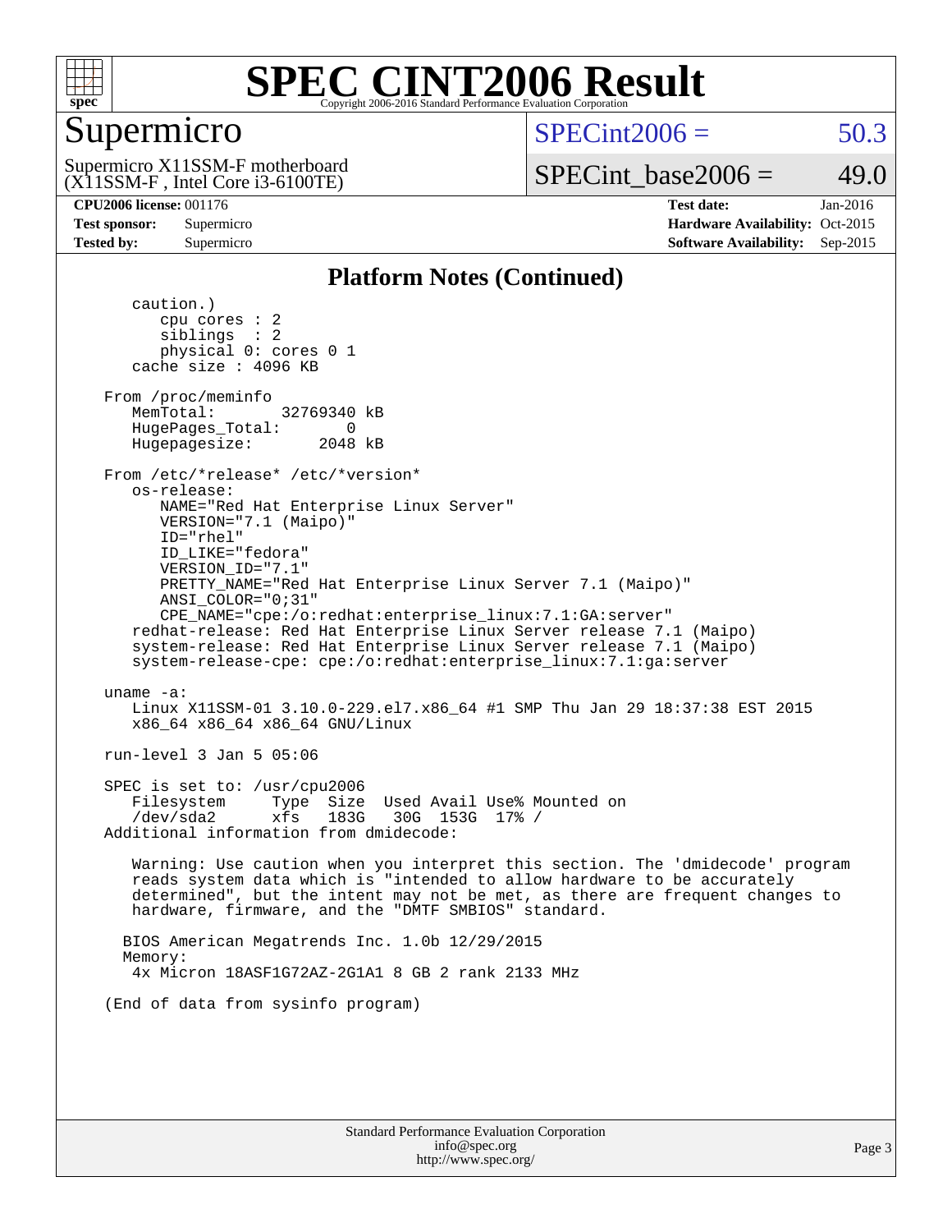# SPEC CINT2006 Result

## Supermicro

Supermicro X11SSM-F motherboard
(X11SSM-F , Intel Core i3-6100TE)

SPECint2006 = 50.3

SPECint_base2006 = 49.0

**CPU2006 license:** 001176
**Test sponsor:** Supermicro
**Tested by:** Supermicro

**Test date:** Jan-2016
**Hardware Availability:** Oct-2015
**Software Availability:** Sep-2015

### Platform Notes (Continued)

```
      caution.)
         cpu cores : 2
         siblings  : 2
         physical 0: cores 0 1
      cache size : 4096 KB

   From /proc/meminfo
      MemTotal:        32769340 kB
      HugePages_Total:        0
      Hugepagesize:        2048 kB

   From /etc/*release* /etc/*version*
      os-release:
         NAME="Red Hat Enterprise Linux Server"
         VERSION="7.1 (Maipo)"
         ID="rhel"
         ID_LIKE="fedora"
         VERSION_ID="7.1"
         PRETTY_NAME="Red Hat Enterprise Linux Server 7.1 (Maipo)"
         ANSI_COLOR="0;31"
         CPE_NAME="cpe:/o:redhat:enterprise_linux:7.1:GA:server"
      redhat-release: Red Hat Enterprise Linux Server release 7.1 (Maipo)
      system-release: Red Hat Enterprise Linux Server release 7.1 (Maipo)
      system-release-cpe: cpe:/o:redhat:enterprise_linux:7.1:ga:server

   uname -a:
      Linux X11SSM-01 3.10.0-229.el7.x86_64 #1 SMP Thu Jan 29 18:37:38 EST 2015
      x86_64 x86_64 x86_64 GNU/Linux

   run-level 3 Jan 5 05:06

   SPEC is set to: /usr/cpu2006
      Filesystem     Type  Size  Used Avail Use% Mounted on
      /dev/sda2      xfs   183G   30G  153G  17% /
   Additional information from dmidecode:

      Warning: Use caution when you interpret this section. The 'dmidecode' program
      reads system data which is "intended to allow hardware to be accurately
      determined", but the intent may not be met, as there are frequent changes to
      hardware, firmware, and the "DMTF SMBIOS" standard.

     BIOS American Megatrends Inc. 1.0b 12/29/2015
     Memory:
      4x Micron 18ASF1G72AZ-2G1A1 8 GB 2 rank 2133 MHz

   (End of data from sysinfo program)
```

Standard Performance Evaluation Corporation
info@spec.org
http://www.spec.org/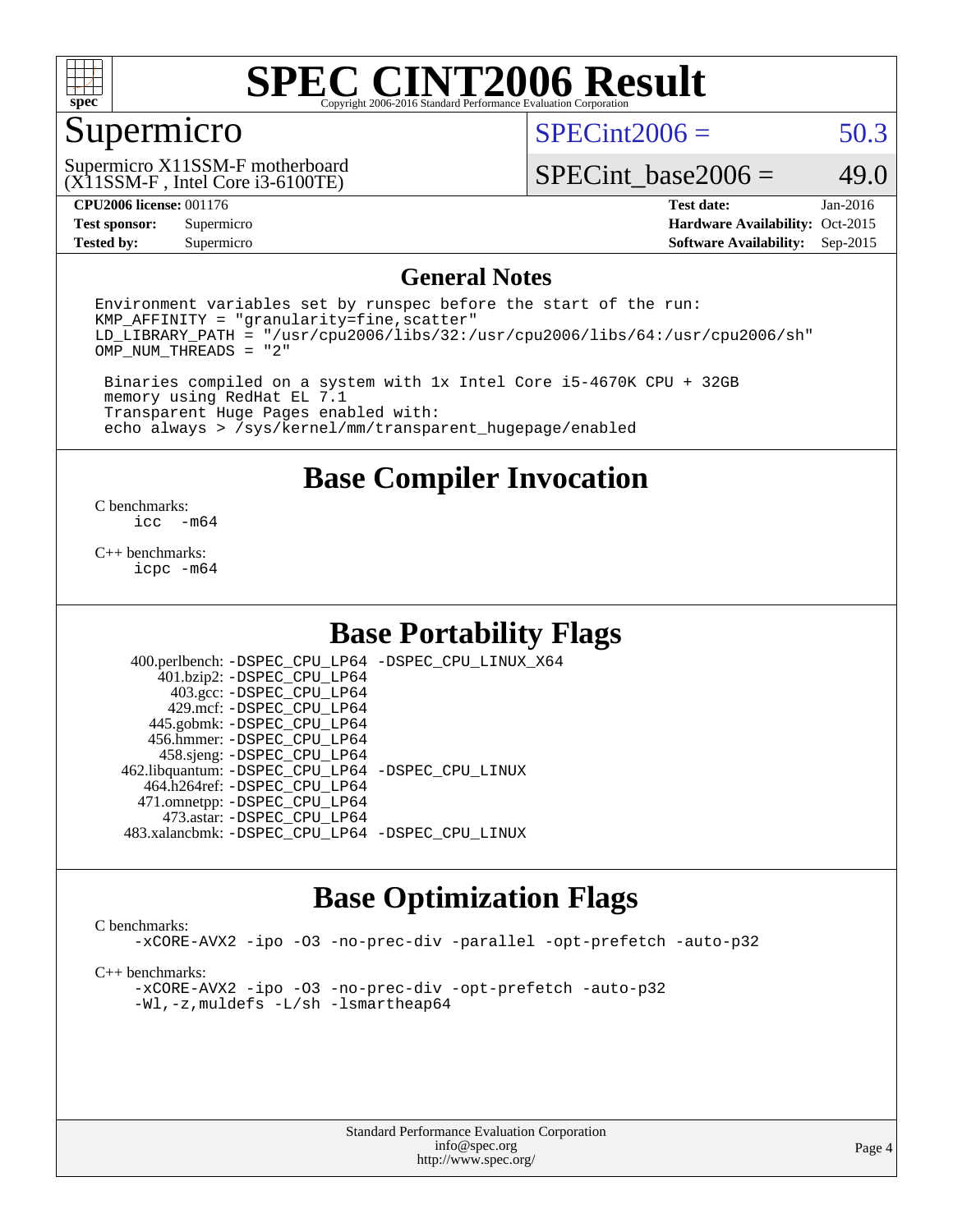# SPEC CINT2006 Result

## Supermicro

Supermicro X11SSM-F motherboard
(X11SSM-F , Intel Core i3-6100TE)

SPECint2006 = 50.3

SPECint_base2006 = 49.0

| | | | |
|---|---|---|---|
| **CPU2006 license:** 001176 | | **Test date:** | Jan-2016 |
| **Test sponsor:** | Supermicro | **Hardware Availability:** | Oct-2015 |
| **Tested by:** | Supermicro | **Software Availability:** | Sep-2015 |

### General Notes

```
Environment variables set by runspec before the start of the run:
KMP_AFFINITY = "granularity=fine,scatter"
LD_LIBRARY_PATH = "/usr/cpu2006/libs/32:/usr/cpu2006/libs/64:/usr/cpu2006/sh"
OMP_NUM_THREADS = "2"

 Binaries compiled on a system with 1x Intel Core i5-4670K CPU + 32GB
 memory using RedHat EL 7.1
 Transparent Huge Pages enabled with:
 echo always > /sys/kernel/mm/transparent_hugepage/enabled
```

## Base Compiler Invocation

C benchmarks:
    icc  -m64

C++ benchmarks:
    icpc -m64

## Base Portability Flags

400.perlbench: -DSPEC_CPU_LP64 -DSPEC_CPU_LINUX_X64
401.bzip2: -DSPEC_CPU_LP64
403.gcc: -DSPEC_CPU_LP64
429.mcf: -DSPEC_CPU_LP64
445.gobmk: -DSPEC_CPU_LP64
456.hmmer: -DSPEC_CPU_LP64
458.sjeng: -DSPEC_CPU_LP64
462.libquantum: -DSPEC_CPU_LP64 -DSPEC_CPU_LINUX
464.h264ref: -DSPEC_CPU_LP64
471.omnetpp: -DSPEC_CPU_LP64
473.astar: -DSPEC_CPU_LP64
483.xalancbmk: -DSPEC_CPU_LP64 -DSPEC_CPU_LINUX

## Base Optimization Flags

C benchmarks:
    -xCORE-AVX2 -ipo -O3 -no-prec-div -parallel -opt-prefetch -auto-p32

C++ benchmarks:
    -xCORE-AVX2 -ipo -O3 -no-prec-div -opt-prefetch -auto-p32
    -Wl,-z,muldefs -L/sh -lsmartheap64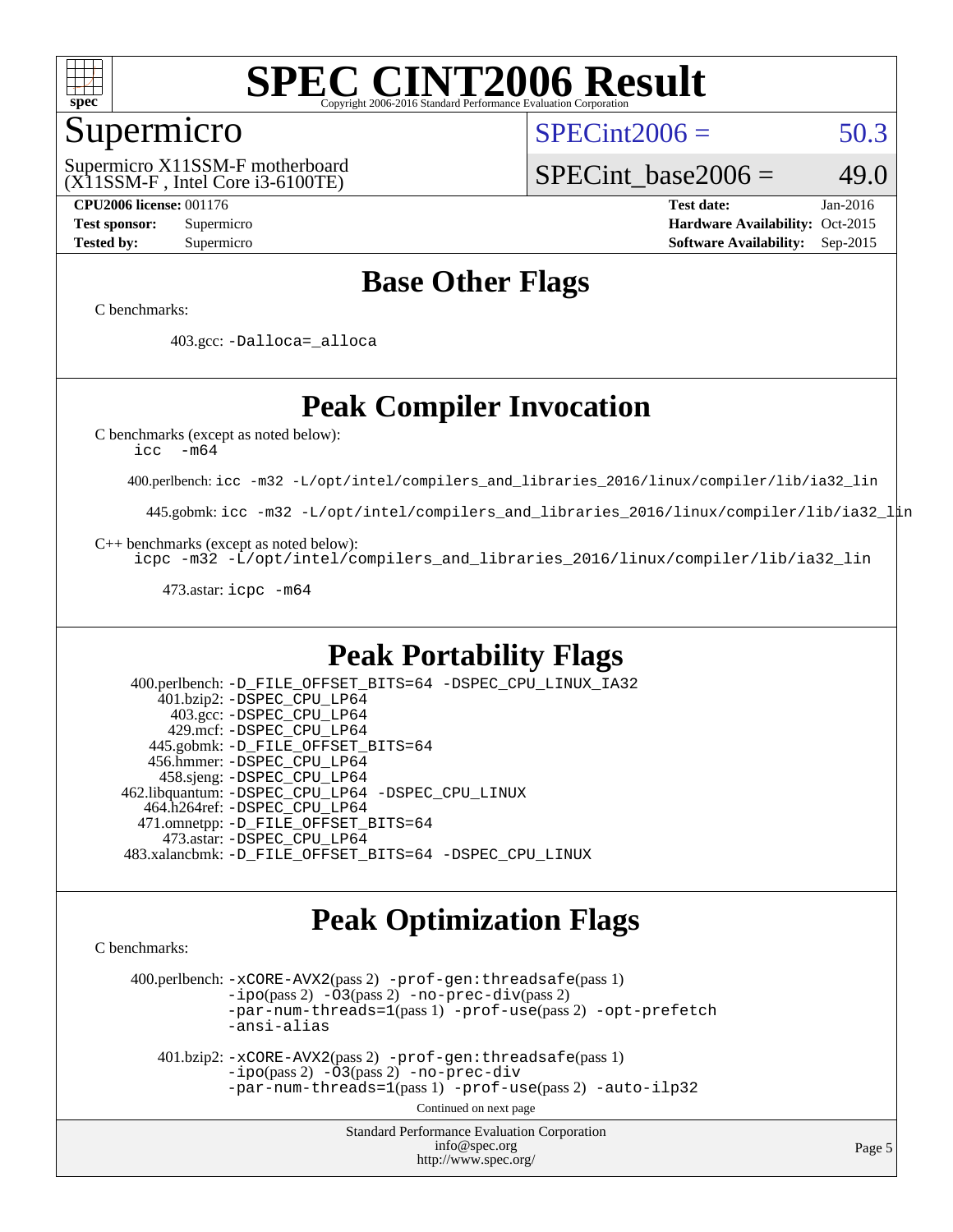# SPEC CINT2006 Result

## Supermicro

Supermicro X11SSM-F motherboard
(X11SSM-F , Intel Core i3-6100TE)

SPECint2006 = 50.3

SPECint_base2006 = 49.0

**CPU2006 license:** 001176
**Test sponsor:** Supermicro
**Tested by:** Supermicro

**Test date:** Jan-2016
**Hardware Availability:** Oct-2015
**Software Availability:** Sep-2015

## Base Other Flags

C benchmarks:

403.gcc: -Dalloca=_alloca

## Peak Compiler Invocation

C benchmarks (except as noted below):
icc -m64

400.perlbench: icc -m32 -L/opt/intel/compilers_and_libraries_2016/linux/compiler/lib/ia32_lin

445.gobmk: icc -m32 -L/opt/intel/compilers_and_libraries_2016/linux/compiler/lib/ia32_lin

C++ benchmarks (except as noted below):
icpc -m32 -L/opt/intel/compilers_and_libraries_2016/linux/compiler/lib/ia32_lin

473.astar: icpc -m64

## Peak Portability Flags

400.perlbench: -D_FILE_OFFSET_BITS=64 -DSPEC_CPU_LINUX_IA32
401.bzip2: -DSPEC_CPU_LP64
403.gcc: -DSPEC_CPU_LP64
429.mcf: -DSPEC_CPU_LP64
445.gobmk: -D_FILE_OFFSET_BITS=64
456.hmmer: -DSPEC_CPU_LP64
458.sjeng: -DSPEC_CPU_LP64
462.libquantum: -DSPEC_CPU_LP64 -DSPEC_CPU_LINUX
464.h264ref: -DSPEC_CPU_LP64
471.omnetpp: -D_FILE_OFFSET_BITS=64
473.astar: -DSPEC_CPU_LP64
483.xalancbmk: -D_FILE_OFFSET_BITS=64 -DSPEC_CPU_LINUX

## Peak Optimization Flags

C benchmarks:

400.perlbench: -xCORE-AVX2(pass 2) -prof-gen:threadsafe(pass 1) -ipo(pass 2) -O3(pass 2) -no-prec-div(pass 2) -par-num-threads=1(pass 1) -prof-use(pass 2) -opt-prefetch -ansi-alias

401.bzip2: -xCORE-AVX2(pass 2) -prof-gen:threadsafe(pass 1) -ipo(pass 2) -O3(pass 2) -no-prec-div -par-num-threads=1(pass 1) -prof-use(pass 2) -auto-ilp32

Continued on next page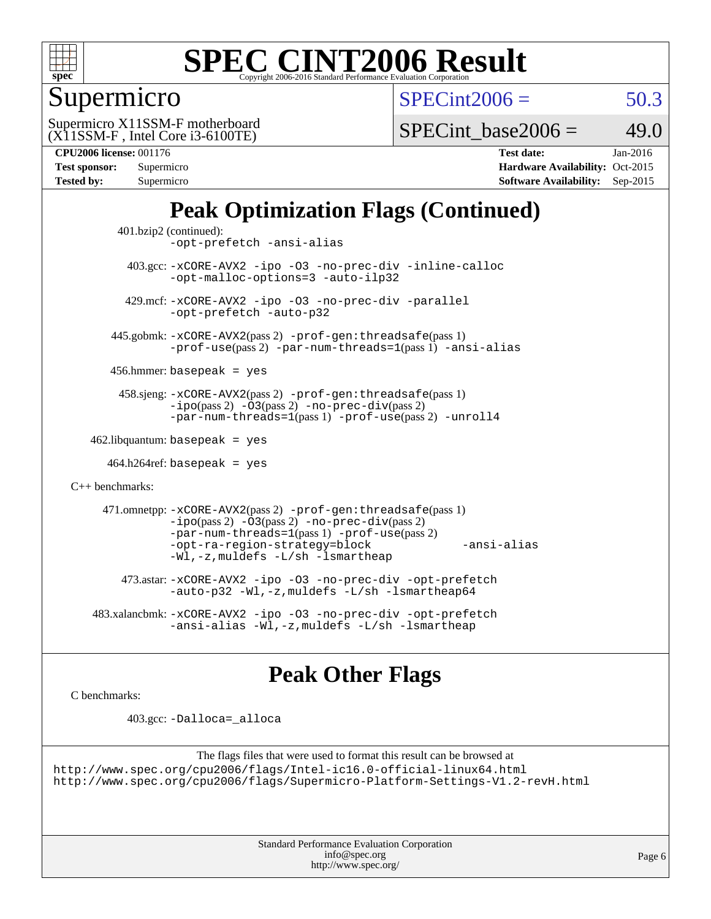# SPEC CINT2006 Result

Copyright 2006-2016 Standard Performance Evaluation Corporation

## Supermicro

Supermicro X11SSM-F motherboard
(X11SSM-F , Intel Core i3-6100TE)

SPECint2006 = 50.3

SPECint_base2006 = 49.0

**CPU2006 license:** 001176
**Test sponsor:** Supermicro
**Tested by:** Supermicro

**Test date:** Jan-2016
**Hardware Availability:** Oct-2015
**Software Availability:** Sep-2015

## Peak Optimization Flags (Continued)

401.bzip2 (continued):
`-opt-prefetch -ansi-alias`

403.gcc: `-xCORE-AVX2 -ipo -O3 -no-prec-div -inline-calloc -opt-malloc-options=3 -auto-ilp32`

429.mcf: `-xCORE-AVX2 -ipo -O3 -no-prec-div -parallel -opt-prefetch -auto-p32`

445.gobmk: `-xCORE-AVX2`(pass 2) `-prof-gen:threadsafe`(pass 1) `-prof-use`(pass 2) `-par-num-threads=1`(pass 1) `-ansi-alias`

456.hmmer: `basepeak = yes`

458.sjeng: `-xCORE-AVX2`(pass 2) `-prof-gen:threadsafe`(pass 1) `-ipo`(pass 2) `-O3`(pass 2) `-no-prec-div`(pass 2) `-par-num-threads=1`(pass 1) `-prof-use`(pass 2) `-unroll4`

462.libquantum: `basepeak = yes`

464.h264ref: `basepeak = yes`

C++ benchmarks:

471.omnetpp: `-xCORE-AVX2`(pass 2) `-prof-gen:threadsafe`(pass 1) `-ipo`(pass 2) `-O3`(pass 2) `-no-prec-div`(pass 2) `-par-num-threads=1`(pass 1) `-prof-use`(pass 2) `-opt-ra-region-strategy=block` `-ansi-alias` `-Wl,-z,muldefs -L/sh -lsmartheap`

473.astar: `-xCORE-AVX2 -ipo -O3 -no-prec-div -opt-prefetch -auto-p32 -Wl,-z,muldefs -L/sh -lsmartheap64`

483.xalancbmk: `-xCORE-AVX2 -ipo -O3 -no-prec-div -opt-prefetch -ansi-alias -Wl,-z,muldefs -L/sh -lsmartheap`

## Peak Other Flags

C benchmarks:

403.gcc: `-Dalloca=_alloca`

The flags files that were used to format this result can be browsed at
http://www.spec.org/cpu2006/flags/Intel-ic16.0-official-linux64.html
http://www.spec.org/cpu2006/flags/Supermicro-Platform-Settings-V1.2-revH.html

Standard Performance Evaluation Corporation
info@spec.org
http://www.spec.org/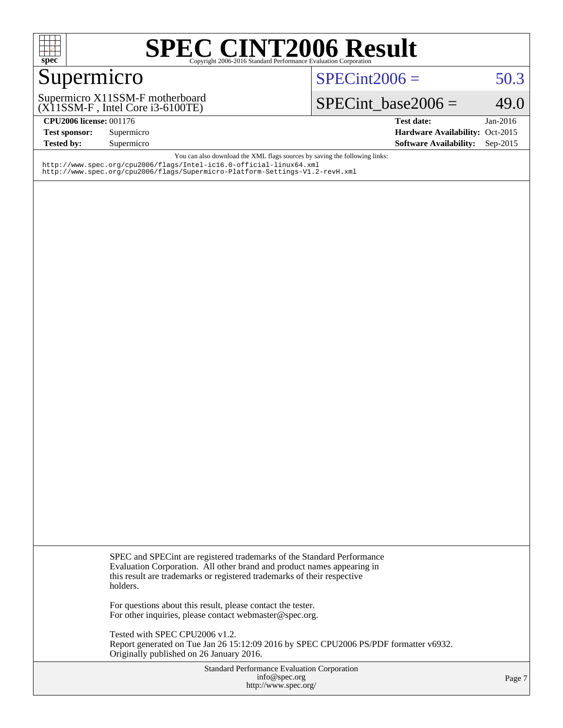SPEC and SPECint are registered trademarks of the Standard Performance Evaluation Corporation. All other brand and product names appearing in this result are trademarks or registered trademarks of their respective holders.

For questions about this result, please contact the tester.
For other inquiries, please contact webmaster@spec.org.

Tested with SPEC CPU2006 v1.2.
Report generated on Tue Jan 26 15:12:09 2016 by SPEC CPU2006 PS/PDF formatter v6932.
Originally published on 26 January 2016.